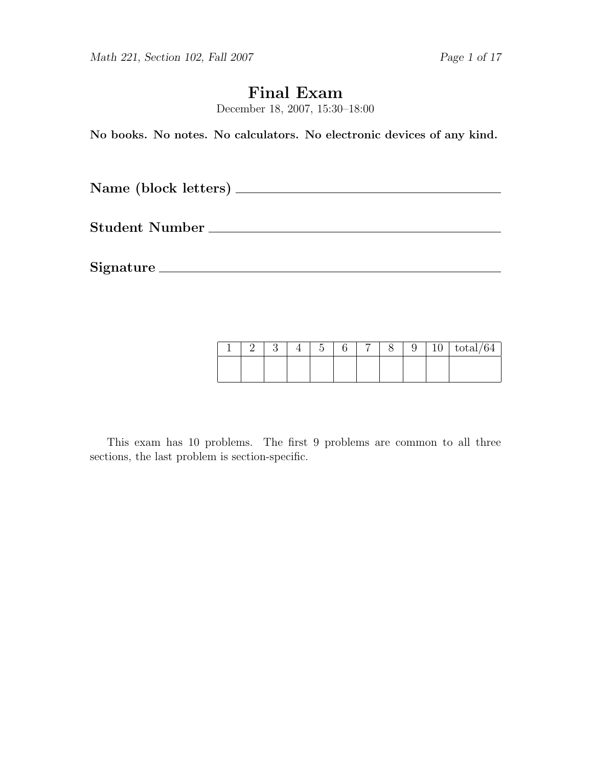# Final Exam

December 18, 2007, 15:30–18:00

**No books. No notes. No calculators. No electronic devices of any kind.**

**Name (block letters)** ________________________________

**Student Number** ________________________________

**Signature** ________________________________

| 1 | 2 | 3 | 4 | 5 | 6 | 7 | 8 | 9 | 10 | total/64 |
|---|---|---|---|---|---|---|---|---|---|---|
| | | | | | | | | | | |

This exam has 10 problems. The first 9 problems are common to all three sections, the last problem is section-specific.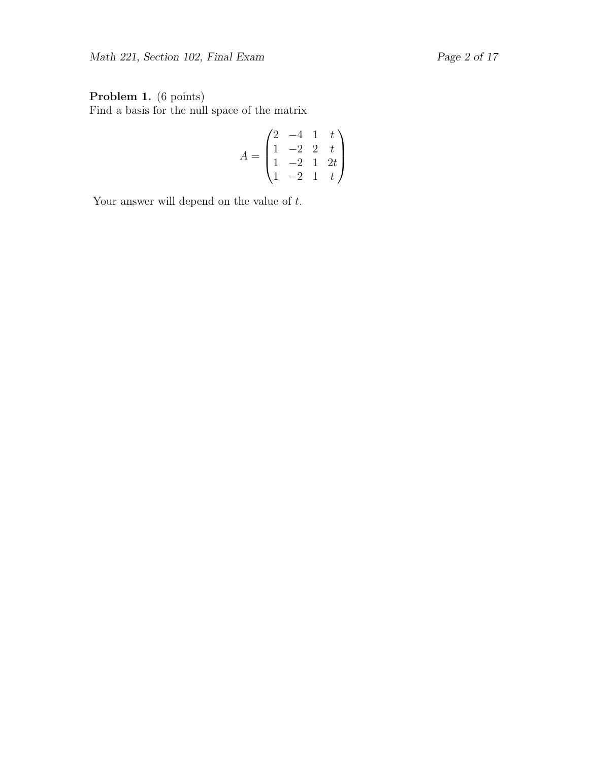**Problem 1.** (6 points)
Find a basis for the null space of the matrix

$$A = \begin{pmatrix} 2 & -4 & 1 & t \\ 1 & -2 & 2 & t \\ 1 & -2 & 1 & 2t \\ 1 & -2 & 1 & t \end{pmatrix}$$

Your answer will depend on the value of $t$.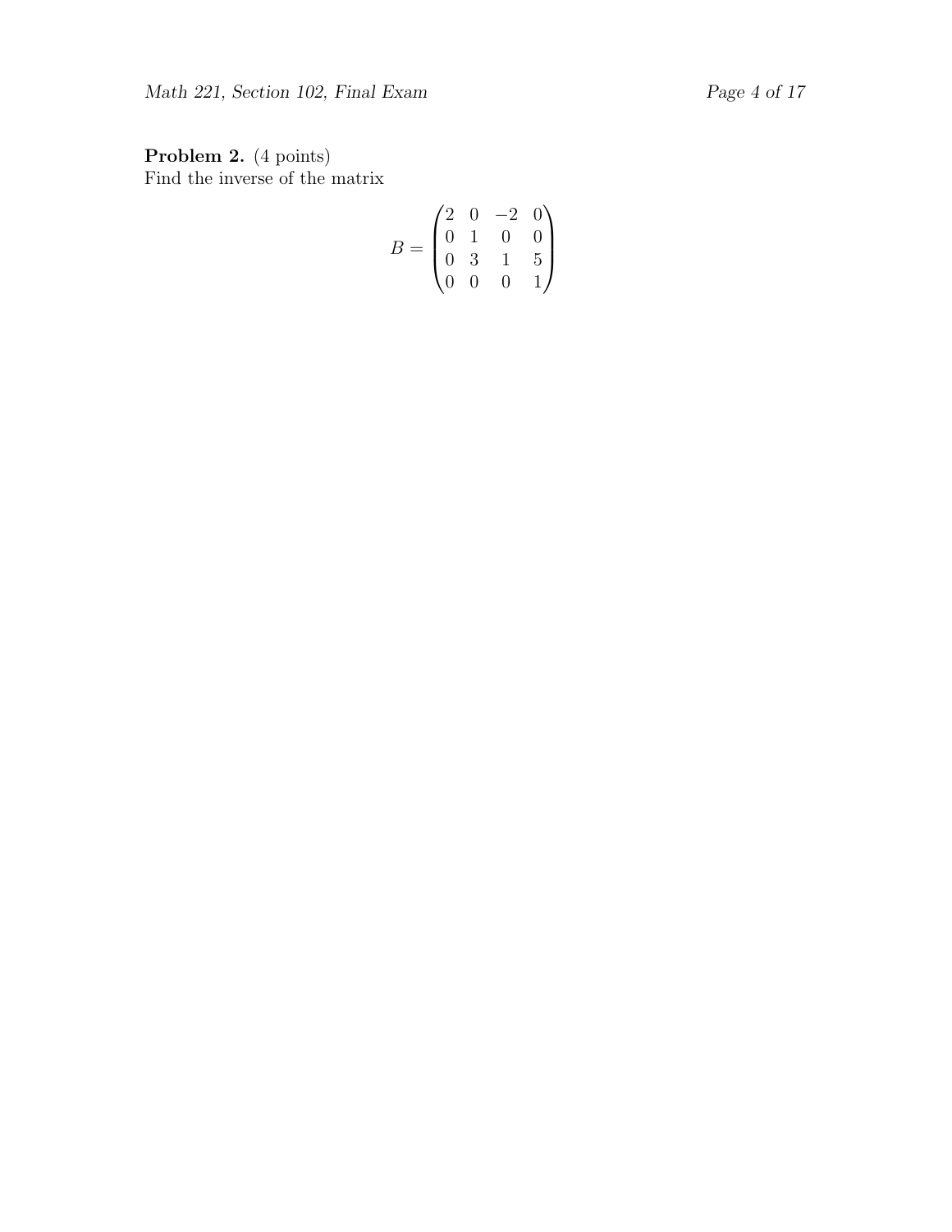**Problem 2.** (4 points)
Find the inverse of the matrix

$$B = \begin{pmatrix} 2 & 0 & -2 & 0 \\ 0 & 1 & 0 & 0 \\ 0 & 3 & 1 & 5 \\ 0 & 0 & 0 & 1 \end{pmatrix}$$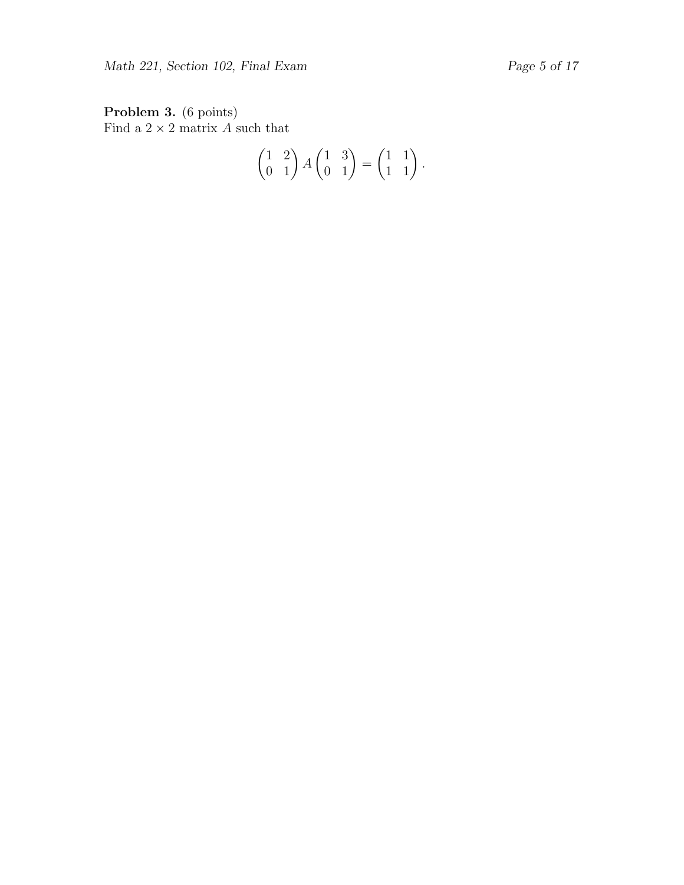**Problem 3.** (6 points)
Find a $2 \times 2$ matrix $A$ such that

$$\begin{pmatrix} 1 & 2 \\ 0 & 1 \end{pmatrix} A \begin{pmatrix} 1 & 3 \\ 0 & 1 \end{pmatrix} = \begin{pmatrix} 1 & 1 \\ 1 & 1 \end{pmatrix}.$$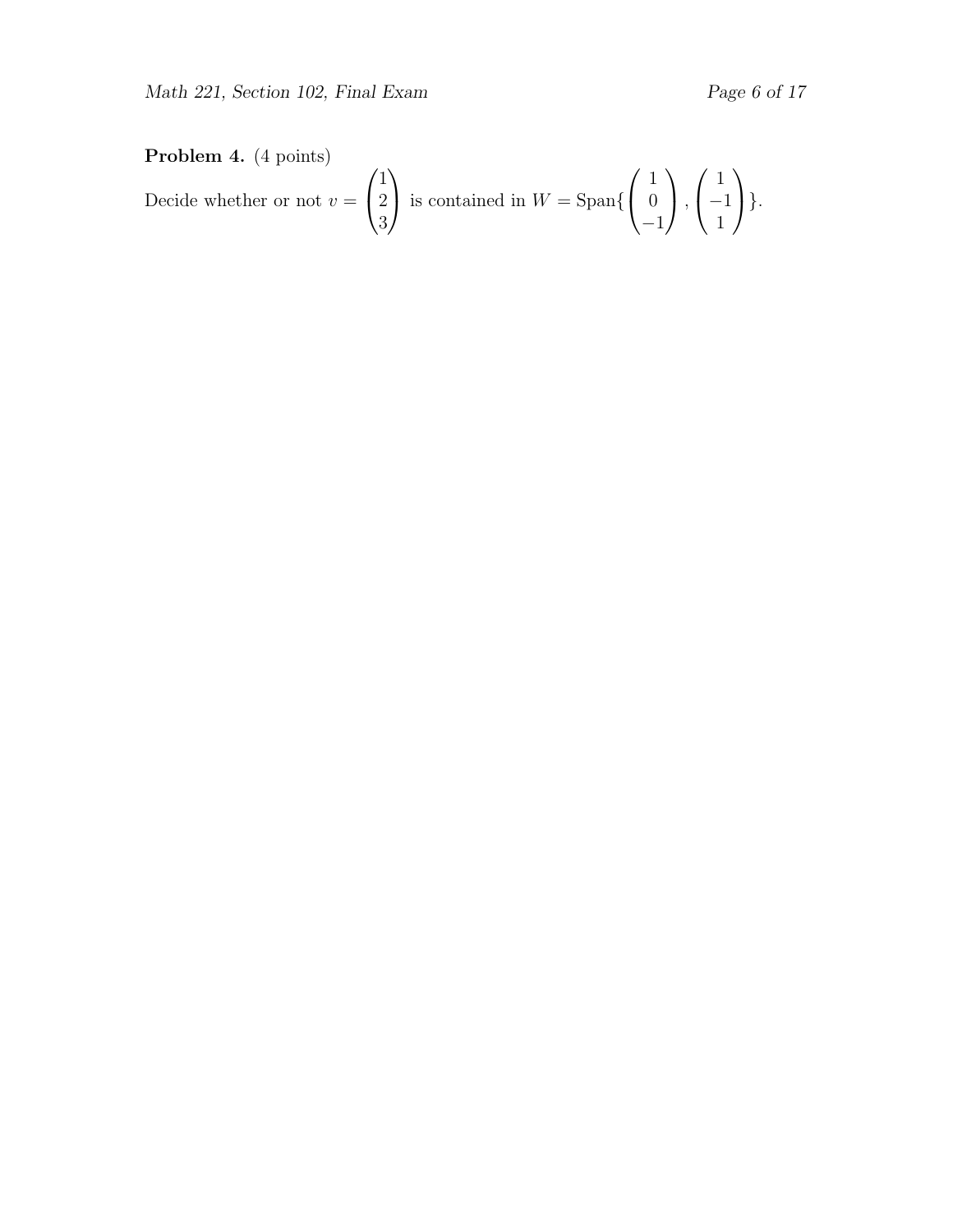**Problem 4.** (4 points)

Decide whether or not $v = \begin{pmatrix} 1 \\ 2 \\ 3 \end{pmatrix}$ is contained in $W = \text{Span}\{ \begin{pmatrix} 1 \\ 0 \\ -1 \end{pmatrix}, \begin{pmatrix} 1 \\ -1 \\ 1 \end{pmatrix} \}$.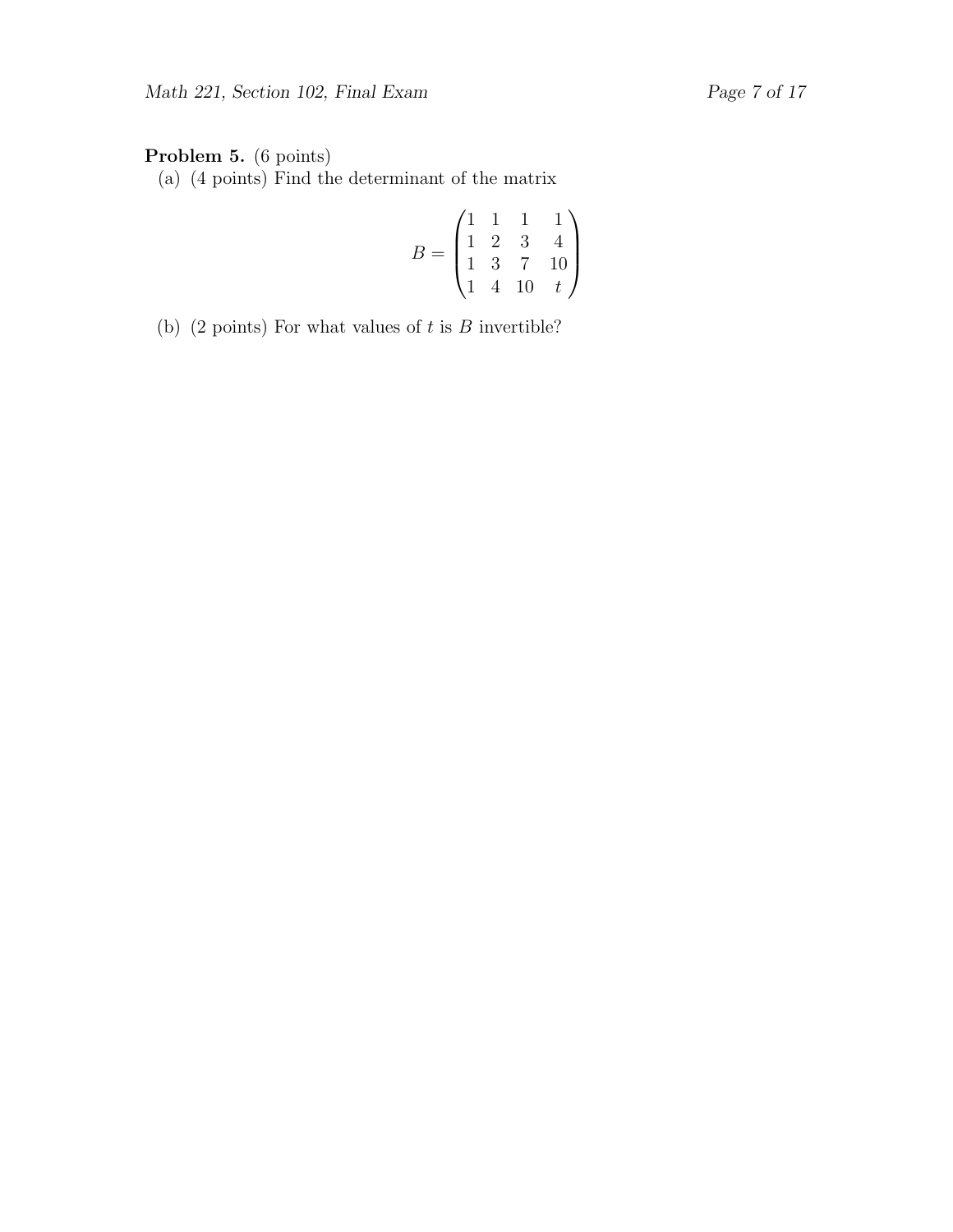**Problem 5.** (6 points)

(a) (4 points) Find the determinant of the matrix

$$B = \begin{pmatrix} 1 & 1 & 1 & 1 \\ 1 & 2 & 3 & 4 \\ 1 & 3 & 7 & 10 \\ 1 & 4 & 10 & t \end{pmatrix}$$

(b) (2 points) For what values of $t$ is $B$ invertible?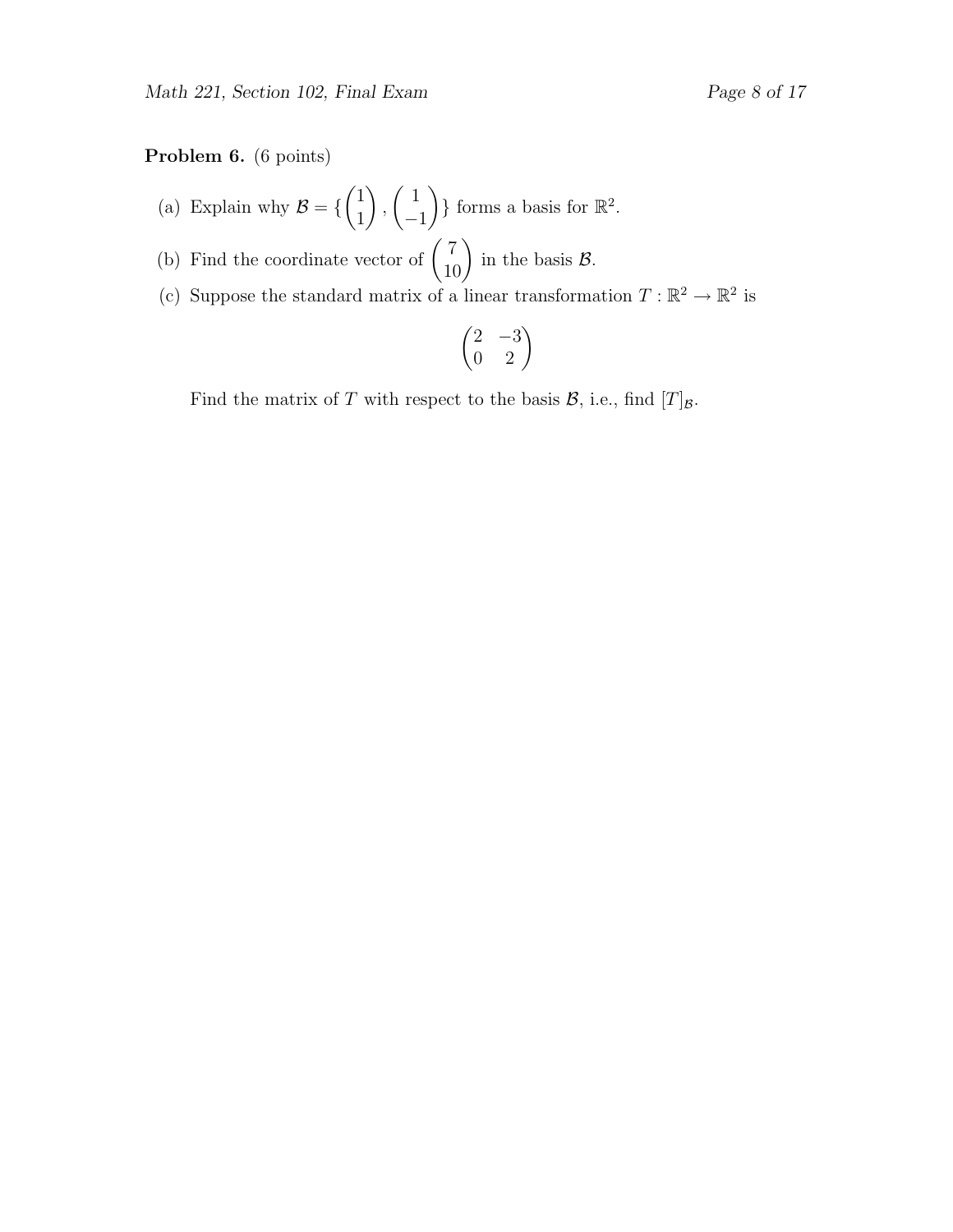**Problem 6.** (6 points)

(a) Explain why $\mathcal{B} = \left\{ \begin{pmatrix} 1 \\ 1 \end{pmatrix}, \begin{pmatrix} 1 \\ -1 \end{pmatrix} \right\}$ forms a basis for $\mathbb{R}^2$.

(b) Find the coordinate vector of $\begin{pmatrix} 7 \\ 10 \end{pmatrix}$ in the basis $\mathcal{B}$.

(c) Suppose the standard matrix of a linear transformation $T : \mathbb{R}^2 \to \mathbb{R}^2$ is

$$\begin{pmatrix} 2 & -3 \\ 0 & 2 \end{pmatrix}$$

Find the matrix of $T$ with respect to the basis $\mathcal{B}$, i.e., find $[T]_{\mathcal{B}}$.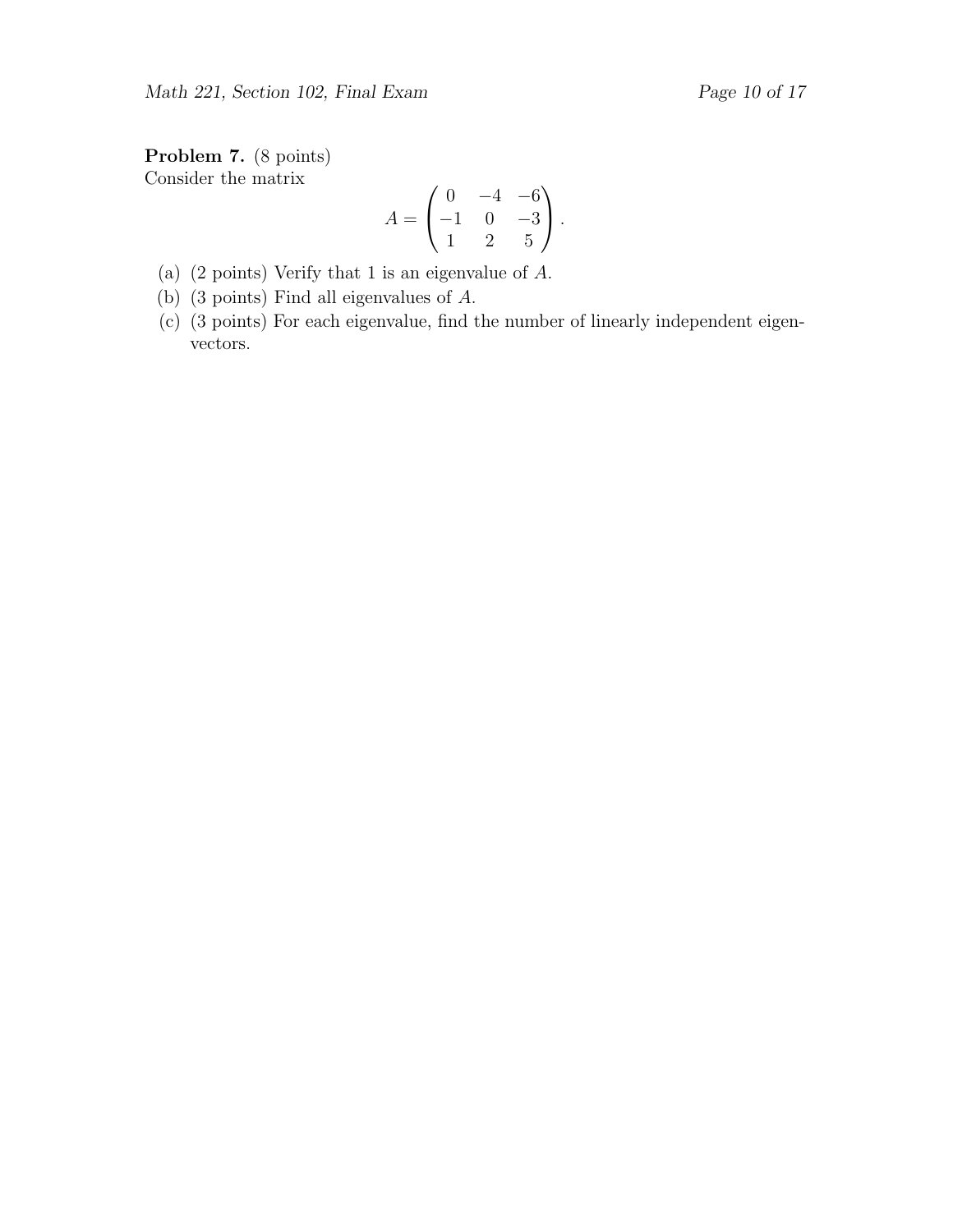**Problem 7.** (8 points)
Consider the matrix

$$A = \begin{pmatrix} 0 & -4 & -6 \\ -1 & 0 & -3 \\ 1 & 2 & 5 \end{pmatrix}.$$

(a) (2 points) Verify that 1 is an eigenvalue of $A$.

(b) (3 points) Find all eigenvalues of $A$.

(c) (3 points) For each eigenvalue, find the number of linearly independent eigenvectors.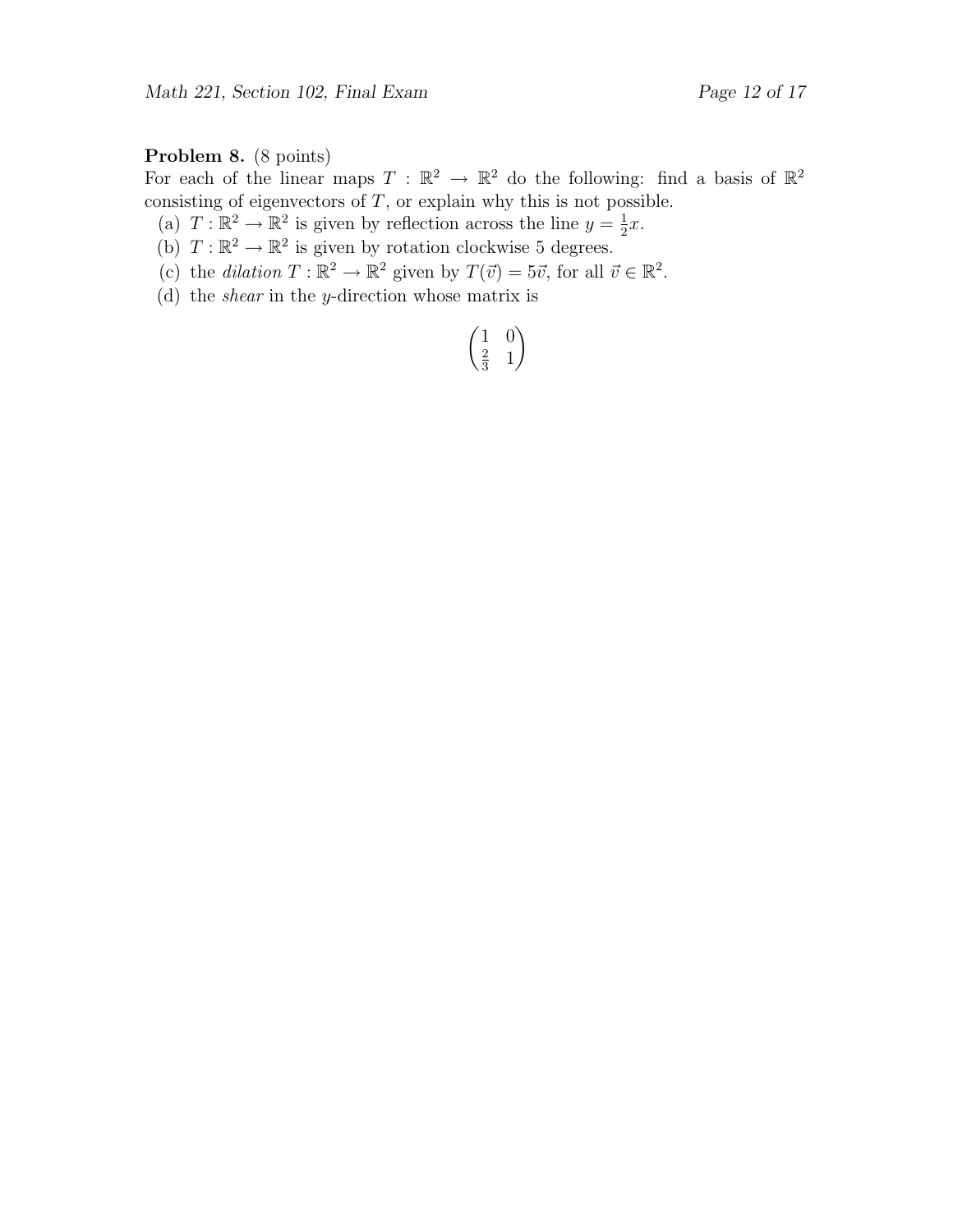**Problem 8.** (8 points)
For each of the linear maps $T : \mathbb{R}^2 \to \mathbb{R}^2$ do the following: find a basis of $\mathbb{R}^2$ consisting of eigenvectors of $T$, or explain why this is not possible.

(a) $T : \mathbb{R}^2 \to \mathbb{R}^2$ is given by reflection across the line $y = \frac{1}{2}x$.

(b) $T : \mathbb{R}^2 \to \mathbb{R}^2$ is given by rotation clockwise 5 degrees.

(c) the *dilation* $T : \mathbb{R}^2 \to \mathbb{R}^2$ given by $T(\vec{v}) = 5\vec{v}$, for all $\vec{v} \in \mathbb{R}^2$.

(d) the *shear* in the $y$-direction whose matrix is

$$\begin{pmatrix} 1 & 0 \\ \frac{2}{3} & 1 \end{pmatrix}$$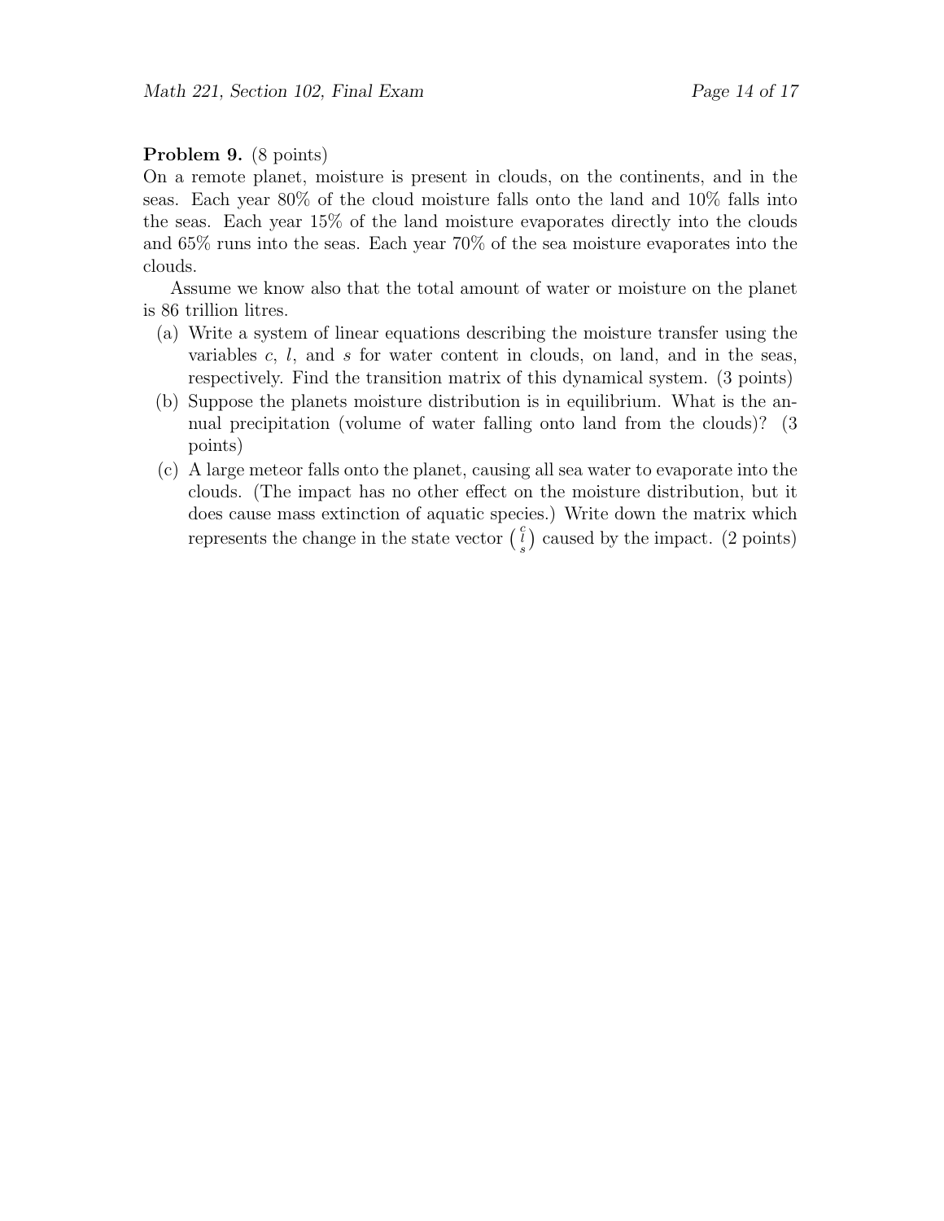**Problem 9.** (8 points)
On a remote planet, moisture is present in clouds, on the continents, and in the seas. Each year 80% of the cloud moisture falls onto the land and 10% falls into the seas. Each year 15% of the land moisture evaporates directly into the clouds and 65% runs into the seas. Each year 70% of the sea moisture evaporates into the clouds.

Assume we know also that the total amount of water or moisture on the planet is 86 trillion litres.

(a) Write a system of linear equations describing the moisture transfer using the variables $c$, $l$, and $s$ for water content in clouds, on land, and in the seas, respectively. Find the transition matrix of this dynamical system. (3 points)

(b) Suppose the planets moisture distribution is in equilibrium. What is the annual precipitation (volume of water falling onto land from the clouds)? (3 points)

(c) A large meteor falls onto the planet, causing all sea water to evaporate into the clouds. (The impact has no other effect on the moisture distribution, but it does cause mass extinction of aquatic species.) Write down the matrix which represents the change in the state vector $\begin{pmatrix} c \\ l \\ s \end{pmatrix}$ caused by the impact. (2 points)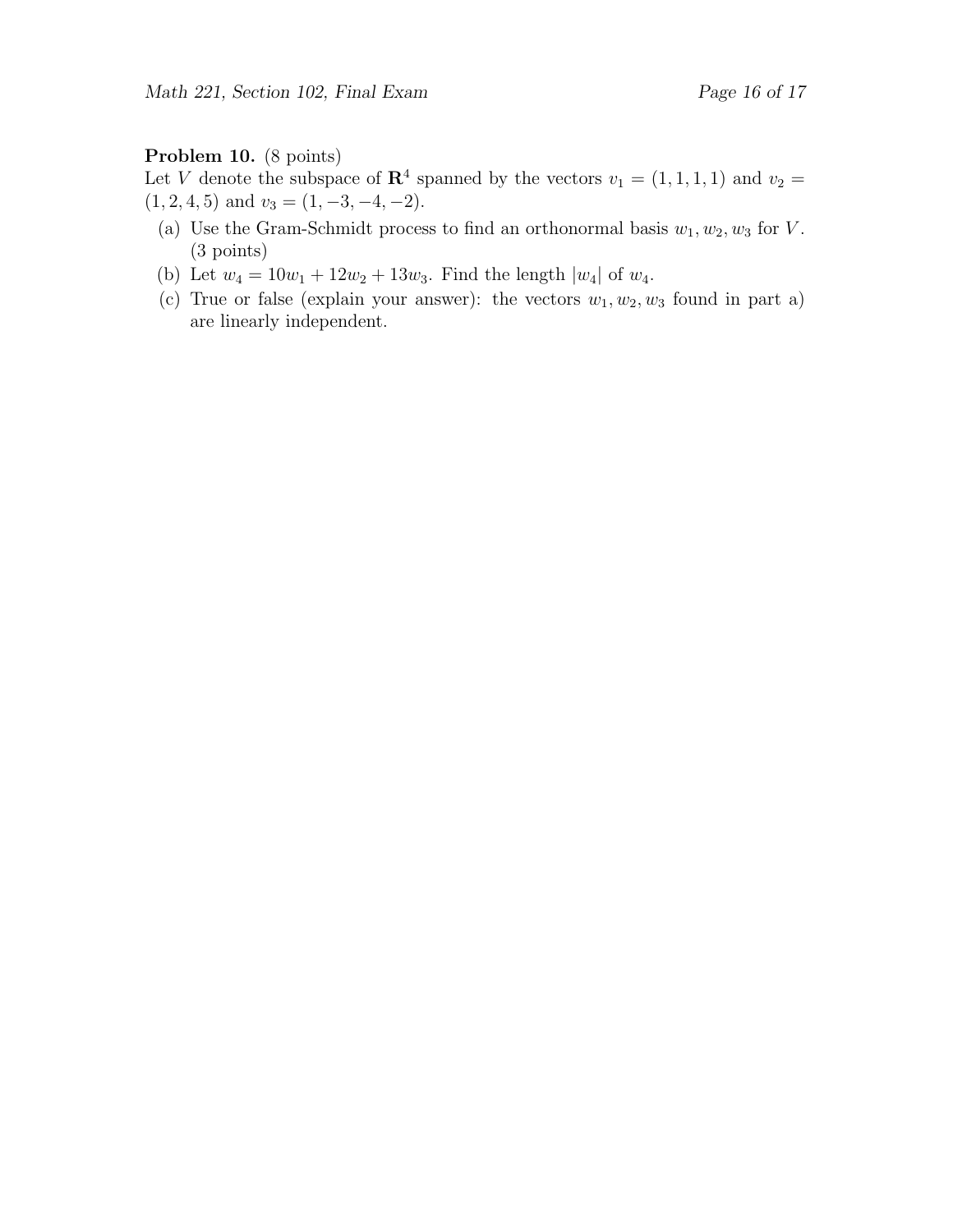**Problem 10.** (8 points)
Let $V$ denote the subspace of $\mathbf{R}^4$ spanned by the vectors $v_1 = (1, 1, 1, 1)$ and $v_2 = (1, 2, 4, 5)$ and $v_3 = (1, -3, -4, -2)$.

(a) Use the Gram-Schmidt process to find an orthonormal basis $w_1, w_2, w_3$ for $V$. (3 points)

(b) Let $w_4 = 10w_1 + 12w_2 + 13w_3$. Find the length $|w_4|$ of $w_4$.

(c) True or false (explain your answer): the vectors $w_1, w_2, w_3$ found in part a) are linearly independent.